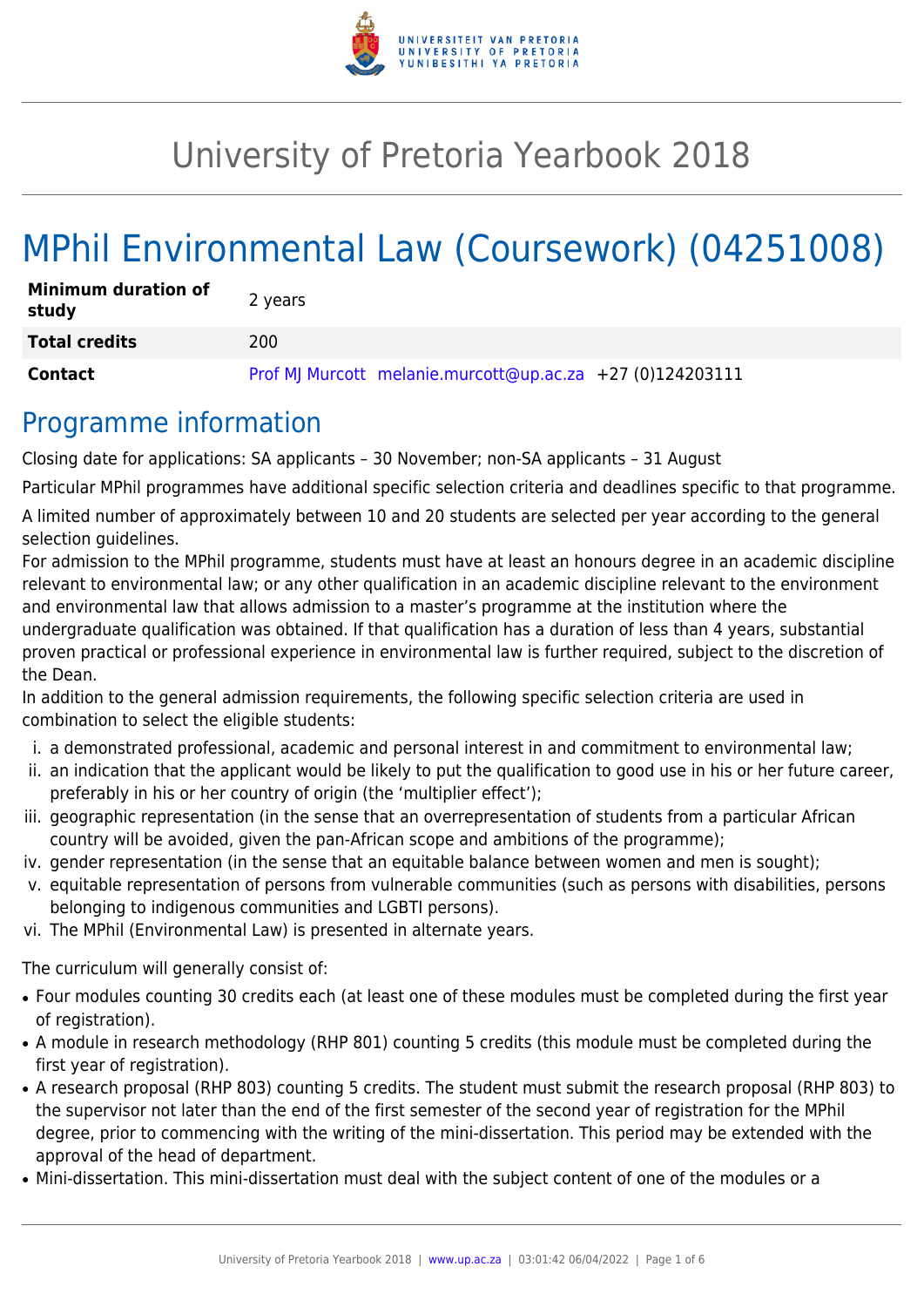# University of Pretoria Yearbook 2018

# MPhil Environmental Law (Coursework) (04251008)

| | |
|---|---|
| **Minimum duration of study** | 2 years |
| **Total credits** | 200 |
| **Contact** | Prof MJ Murcott melanie.murcott@up.ac.za +27 (0)124203111 |

## Programme information

Closing date for applications: SA applicants – 30 November; non-SA applicants – 31 August

Particular MPhil programmes have additional specific selection criteria and deadlines specific to that programme.

A limited number of approximately between 10 and 20 students are selected per year according to the general selection guidelines.

For admission to the MPhil programme, students must have at least an honours degree in an academic discipline relevant to environmental law; or any other qualification in an academic discipline relevant to the environment and environmental law that allows admission to a master's programme at the institution where the undergraduate qualification was obtained. If that qualification has a duration of less than 4 years, substantial proven practical or professional experience in environmental law is further required, subject to the discretion of the Dean.

In addition to the general admission requirements, the following specific selection criteria are used in combination to select the eligible students:

i. a demonstrated professional, academic and personal interest in and commitment to environmental law;
ii. an indication that the applicant would be likely to put the qualification to good use in his or her future career, preferably in his or her country of origin (the 'multiplier effect');
iii. geographic representation (in the sense that an overrepresentation of students from a particular African country will be avoided, given the pan-African scope and ambitions of the programme);
iv. gender representation (in the sense that an equitable balance between women and men is sought);
v. equitable representation of persons from vulnerable communities (such as persons with disabilities, persons belonging to indigenous communities and LGBTI persons).
vi. The MPhil (Environmental Law) is presented in alternate years.

The curriculum will generally consist of:

- Four modules counting 30 credits each (at least one of these modules must be completed during the first year of registration).
- A module in research methodology (RHP 801) counting 5 credits (this module must be completed during the first year of registration).
- A research proposal (RHP 803) counting 5 credits. The student must submit the research proposal (RHP 803) to the supervisor not later than the end of the first semester of the second year of registration for the MPhil degree, prior to commencing with the writing of the mini-dissertation. This period may be extended with the approval of the head of department.
- Mini-dissertation. This mini-dissertation must deal with the subject content of one of the modules or a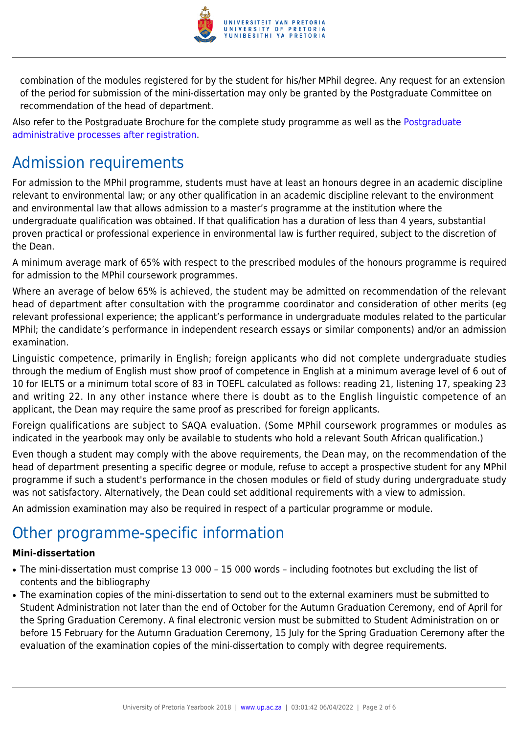combination of the modules registered for by the student for his/her MPhil degree. Any request for an extension of the period for submission of the mini-dissertation may only be granted by the Postgraduate Committee on recommendation of the head of department.

Also refer to the Postgraduate Brochure for the complete study programme as well as the Postgraduate administrative processes after registration.

## Admission requirements

For admission to the MPhil programme, students must have at least an honours degree in an academic discipline relevant to environmental law; or any other qualification in an academic discipline relevant to the environment and environmental law that allows admission to a master's programme at the institution where the undergraduate qualification was obtained. If that qualification has a duration of less than 4 years, substantial proven practical or professional experience in environmental law is further required, subject to the discretion of the Dean.

A minimum average mark of 65% with respect to the prescribed modules of the honours programme is required for admission to the MPhil coursework programmes.

Where an average of below 65% is achieved, the student may be admitted on recommendation of the relevant head of department after consultation with the programme coordinator and consideration of other merits (eg relevant professional experience; the applicant's performance in undergraduate modules related to the particular MPhil; the candidate's performance in independent research essays or similar components) and/or an admission examination.

Linguistic competence, primarily in English; foreign applicants who did not complete undergraduate studies through the medium of English must show proof of competence in English at a minimum average level of 6 out of 10 for IELTS or a minimum total score of 83 in TOEFL calculated as follows: reading 21, listening 17, speaking 23 and writing 22. In any other instance where there is doubt as to the English linguistic competence of an applicant, the Dean may require the same proof as prescribed for foreign applicants.

Foreign qualifications are subject to SAQA evaluation. (Some MPhil coursework programmes or modules as indicated in the yearbook may only be available to students who hold a relevant South African qualification.)

Even though a student may comply with the above requirements, the Dean may, on the recommendation of the head of department presenting a specific degree or module, refuse to accept a prospective student for any MPhil programme if such a student's performance in the chosen modules or field of study during undergraduate study was not satisfactory. Alternatively, the Dean could set additional requirements with a view to admission.

An admission examination may also be required in respect of a particular programme or module.

## Other programme-specific information

**Mini-dissertation**

- The mini-dissertation must comprise 13 000 – 15 000 words – including footnotes but excluding the list of contents and the bibliography
- The examination copies of the mini-dissertation to send out to the external examiners must be submitted to Student Administration not later than the end of October for the Autumn Graduation Ceremony, end of April for the Spring Graduation Ceremony. A final electronic version must be submitted to Student Administration on or before 15 February for the Autumn Graduation Ceremony, 15 July for the Spring Graduation Ceremony after the evaluation of the examination copies of the mini-dissertation to comply with degree requirements.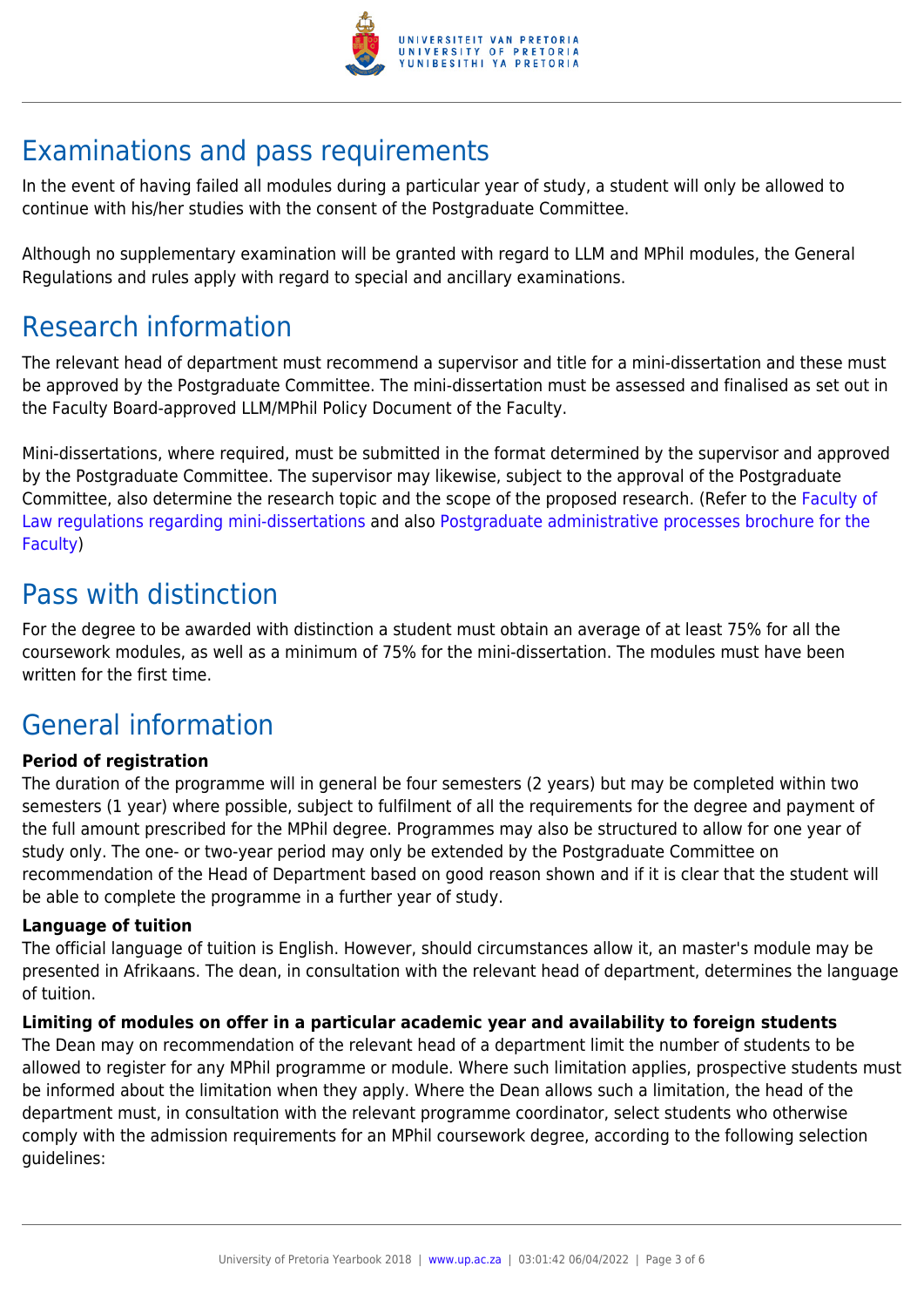## Examinations and pass requirements

In the event of having failed all modules during a particular year of study, a student will only be allowed to continue with his/her studies with the consent of the Postgraduate Committee.

Although no supplementary examination will be granted with regard to LLM and MPhil modules, the General Regulations and rules apply with regard to special and ancillary examinations.

## Research information

The relevant head of department must recommend a supervisor and title for a mini-dissertation and these must be approved by the Postgraduate Committee. The mini-dissertation must be assessed and finalised as set out in the Faculty Board-approved LLM/MPhil Policy Document of the Faculty.

Mini-dissertations, where required, must be submitted in the format determined by the supervisor and approved by the Postgraduate Committee. The supervisor may likewise, subject to the approval of the Postgraduate Committee, also determine the research topic and the scope of the proposed research. (Refer to the Faculty of Law regulations regarding mini-dissertations and also Postgraduate administrative processes brochure for the Faculty)

## Pass with distinction

For the degree to be awarded with distinction a student must obtain an average of at least 75% for all the coursework modules, as well as a minimum of 75% for the mini-dissertation. The modules must have been written for the first time.

## General information

**Period of registration**

The duration of the programme will in general be four semesters (2 years) but may be completed within two semesters (1 year) where possible, subject to fulfilment of all the requirements for the degree and payment of the full amount prescribed for the MPhil degree. Programmes may also be structured to allow for one year of study only. The one- or two-year period may only be extended by the Postgraduate Committee on recommendation of the Head of Department based on good reason shown and if it is clear that the student will be able to complete the programme in a further year of study.

**Language of tuition**

The official language of tuition is English. However, should circumstances allow it, an master's module may be presented in Afrikaans. The dean, in consultation with the relevant head of department, determines the language of tuition.

**Limiting of modules on offer in a particular academic year and availability to foreign students**

The Dean may on recommendation of the relevant head of a department limit the number of students to be allowed to register for any MPhil programme or module. Where such limitation applies, prospective students must be informed about the limitation when they apply. Where the Dean allows such a limitation, the head of the department must, in consultation with the relevant programme coordinator, select students who otherwise comply with the admission requirements for an MPhil coursework degree, according to the following selection guidelines: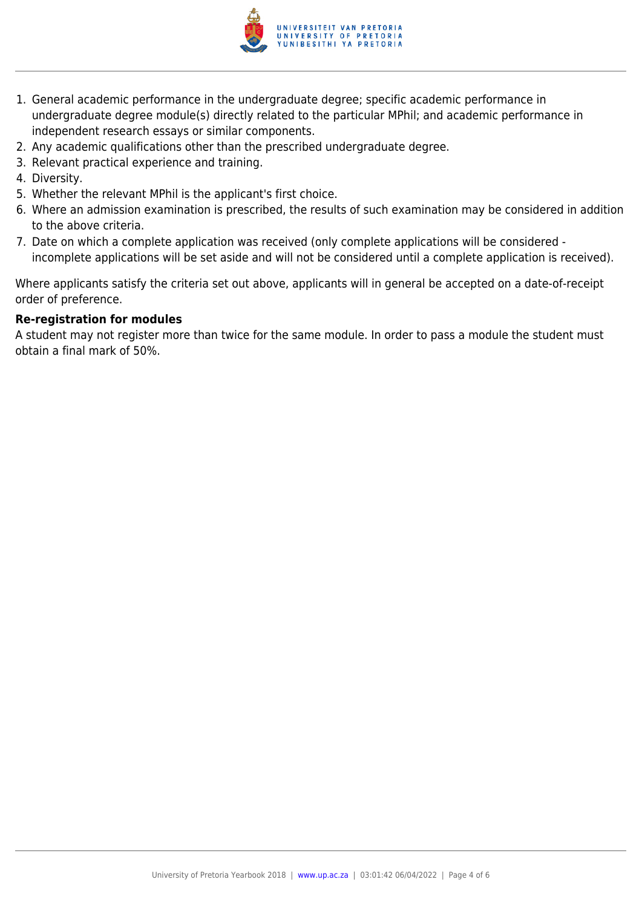1. General academic performance in the undergraduate degree; specific academic performance in undergraduate degree module(s) directly related to the particular MPhil; and academic performance in independent research essays or similar components.
2. Any academic qualifications other than the prescribed undergraduate degree.
3. Relevant practical experience and training.
4. Diversity.
5. Whether the relevant MPhil is the applicant's first choice.
6. Where an admission examination is prescribed, the results of such examination may be considered in addition to the above criteria.
7. Date on which a complete application was received (only complete applications will be considered - incomplete applications will be set aside and will not be considered until a complete application is received).

Where applicants satisfy the criteria set out above, applicants will in general be accepted on a date-of-receipt order of preference.

**Re-registration for modules**

A student may not register more than twice for the same module. In order to pass a module the student must obtain a final mark of 50%.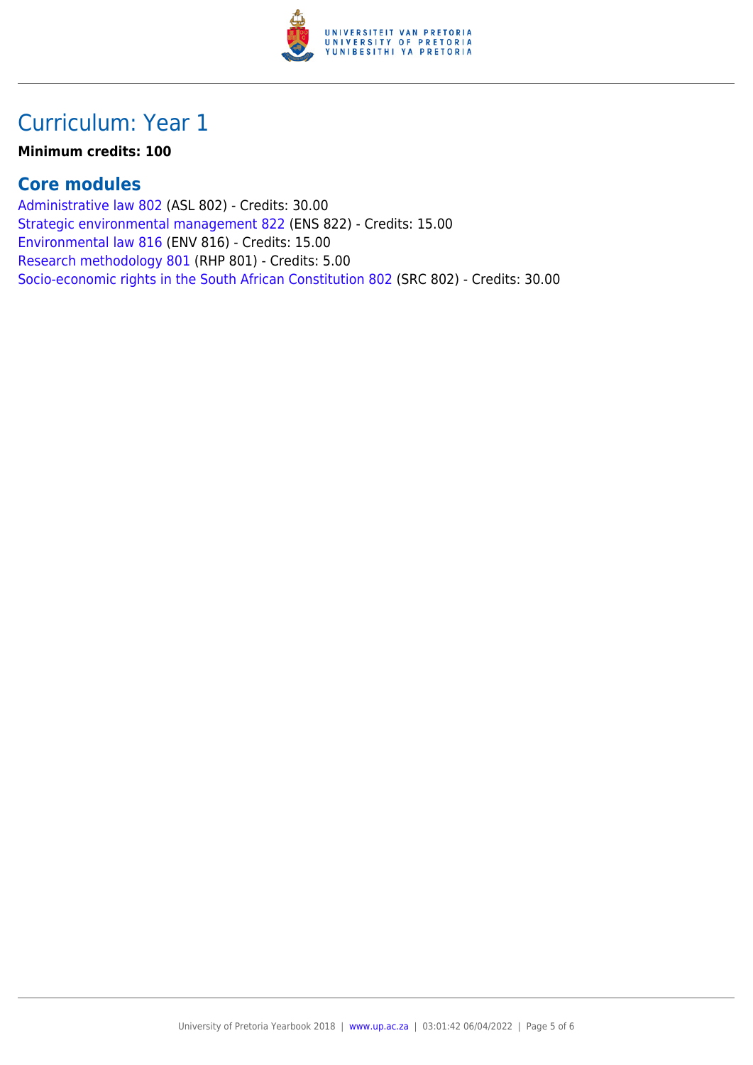# Curriculum: Year 1

**Minimum credits: 100**

## Core modules

Administrative law 802 (ASL 802) - Credits: 30.00
Strategic environmental management 822 (ENS 822) - Credits: 15.00
Environmental law 816 (ENV 816) - Credits: 15.00
Research methodology 801 (RHP 801) - Credits: 5.00
Socio-economic rights in the South African Constitution 802 (SRC 802) - Credits: 30.00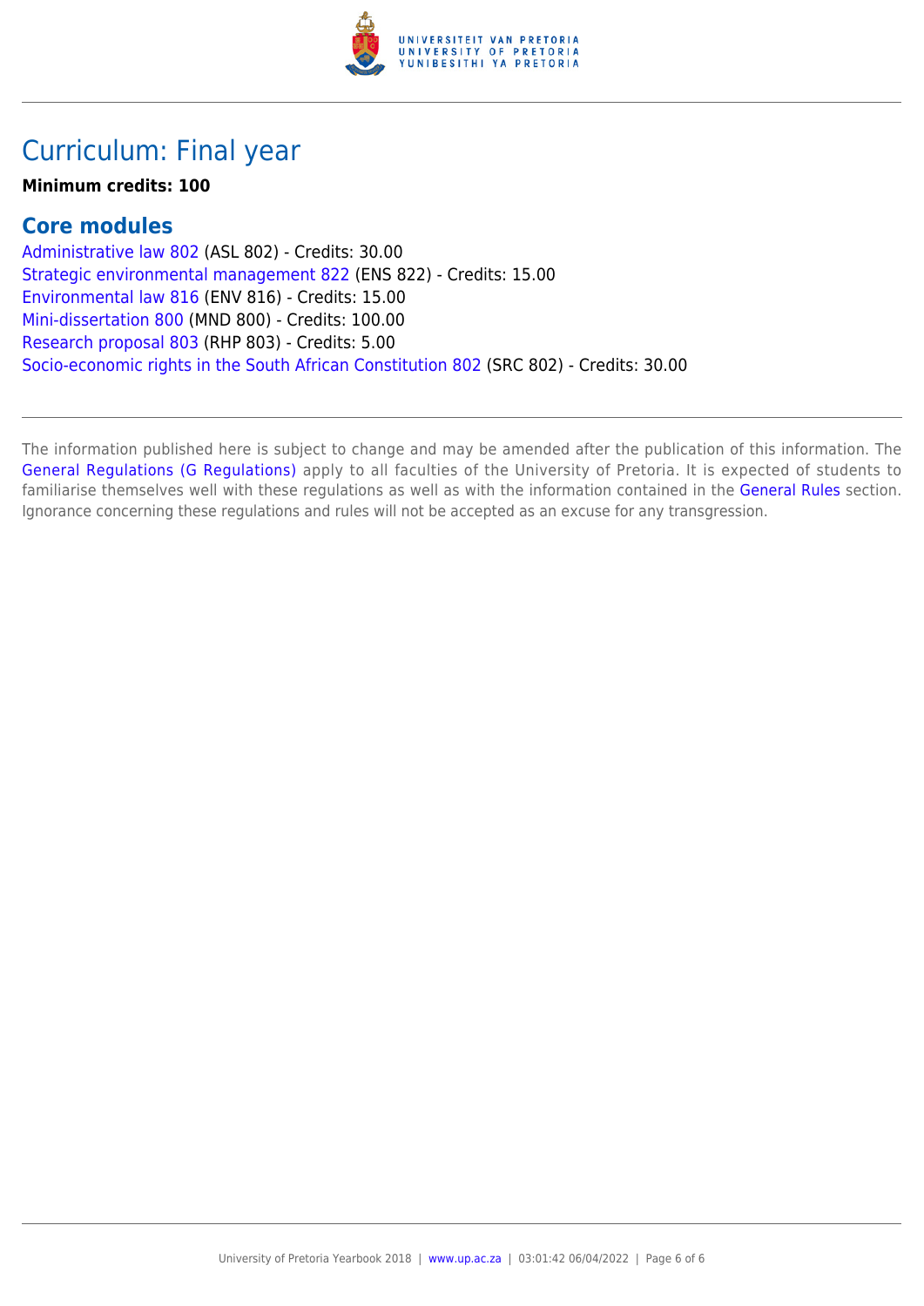# Curriculum: Final year

**Minimum credits: 100**

## Core modules

Administrative law 802 (ASL 802) - Credits: 30.00
Strategic environmental management 822 (ENS 822) - Credits: 15.00
Environmental law 816 (ENV 816) - Credits: 15.00
Mini-dissertation 800 (MND 800) - Credits: 100.00
Research proposal 803 (RHP 803) - Credits: 5.00
Socio-economic rights in the South African Constitution 802 (SRC 802) - Credits: 30.00

The information published here is subject to change and may be amended after the publication of this information. The General Regulations (G Regulations) apply to all faculties of the University of Pretoria. It is expected of students to familiarise themselves well with these regulations as well as with the information contained in the General Rules section. Ignorance concerning these regulations and rules will not be accepted as an excuse for any transgression.